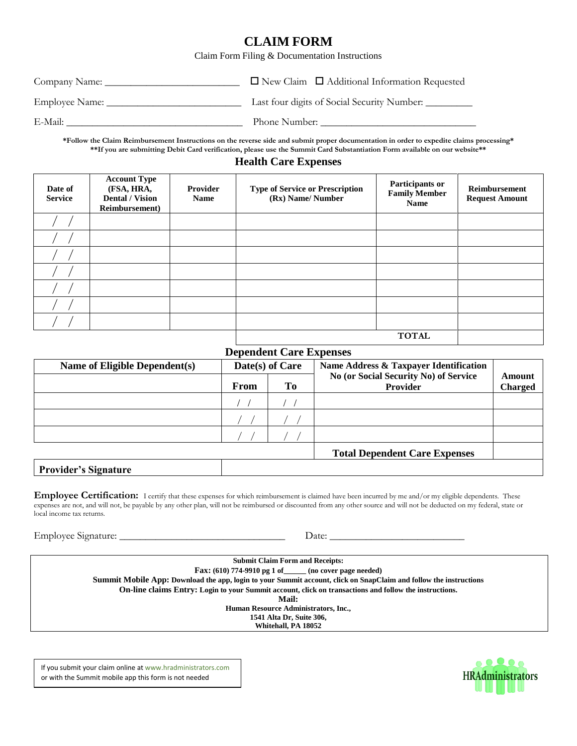# CLAIM FORM

Claim Form Filing & Documentation Instructions

Company Name: ___________________________ ☐ New Claim ☐ Additional Information Requested

Employee Name: ___________________________ Last four digits of Social Security Number: _________

E-Mail: ___________________________________ Phone Number: ______________________________

**\*Follow the Claim Reimbursement Instructions on the reverse side and submit proper documentation in order to expedite claims processing\***
**\*\*If you are submitting Debit Card verification, please use the Summit Card Substantiation Form available on our website\*\***

## Health Care Expenses

| Date of Service | Account Type (FSA, HRA, Dental / Vision Reimbursement) | Provider Name | Type of Service or Prescription (Rx) Name/ Number | Participants or Family Member Name | Reimbursement Request Amount |
|---|---|---|---|---|---|
| / / | | | | | |
| / / | | | | | |
| / / | | | | | |
| / / | | | | | |
| / / | | | | | |
| / / | | | | | |
| / / | | | | | |
| | | | | **TOTAL** | |

## Dependent Care Expenses

| Name of Eligible Dependent(s) | Date(s) of Care | | Name Address & Taxpayer Identification No (or Social Security No) of Service Provider | Amount Charged |
|---|---|---|---|---|
| | **From** | **To** | | |
| | / / | / / | | |
| | / / | / / | | |
| | / / | / / | | |
| | | | **Total Dependent Care Expenses** | |
| **Provider's Signature** | | | | |

**Employee Certification:** I certify that these expenses for which reimbursement is claimed have been incurred by me and/or my eligible dependents. These expenses are not, and will not, be payable by any other plan, will not be reimbursed or discounted from any other source and will not be deducted on my federal, state or local income tax returns.

Employee Signature: ________________________________ Date: __________________________

**Submit Claim Form and Receipts:**
**Fax: (610) 774-9910 pg 1 of______ (no cover page needed)**
**Summit Mobile App: Download the app, login to your Summit account, click on SnapClaim and follow the instructions**
**On-line claims Entry: Login to your Summit account, click on transactions and follow the instructions.**
**Mail:**
**Human Resource Administrators, Inc.,**
**1541 Alta Dr, Suite 306,**
**Whitehall, PA 18052**

If you submit your claim online at www.hradministrators.com or with the Summit mobile app this form is not needed

HRAdministrators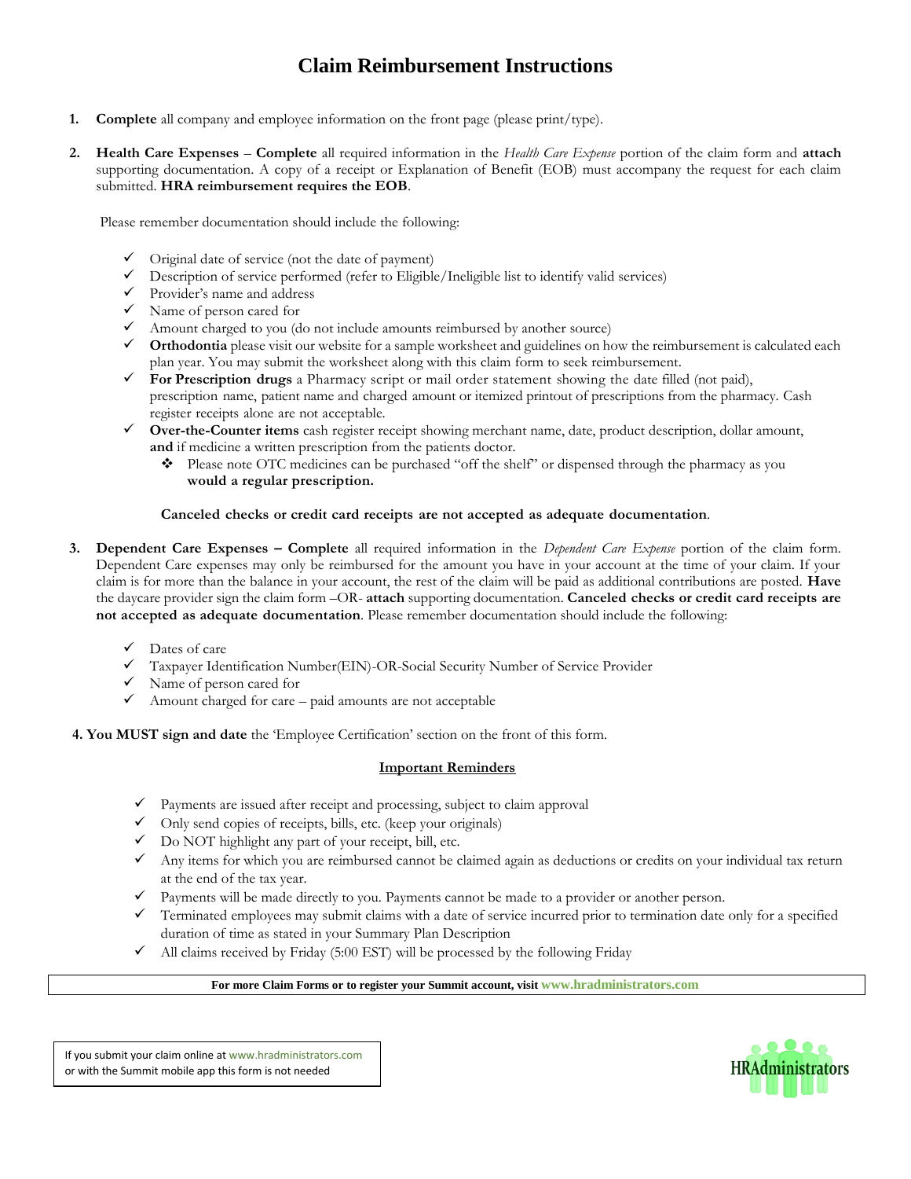# Claim Reimbursement Instructions

1. **Complete** all company and employee information on the front page (please print/type).

2. **Health Care Expenses** – **Complete** all required information in the *Health Care Expense* portion of the claim form and **attach** supporting documentation. A copy of a receipt or Explanation of Benefit (EOB) must accompany the request for each claim submitted. **HRA reimbursement requires the EOB**.

   Please remember documentation should include the following:

   - ✓ Original date of service (not the date of payment)
   - ✓ Description of service performed (refer to Eligible/Ineligible list to identify valid services)
   - ✓ Provider's name and address
   - ✓ Name of person cared for
   - ✓ Amount charged to you (do not include amounts reimbursed by another source)
   - ✓ **Orthodontia** please visit our website for a sample worksheet and guidelines on how the reimbursement is calculated each plan year. You may submit the worksheet along with this claim form to seek reimbursement.
   - ✓ **For Prescription drugs** a Pharmacy script or mail order statement showing the date filled (not paid), prescription name, patient name and charged amount or itemized printout of prescriptions from the pharmacy. Cash register receipts alone are not acceptable.
   - ✓ **Over-the-Counter items** cash register receipt showing merchant name, date, product description, dollar amount, **and** if medicine a written prescription from the patients doctor.
     - ❖ Please note OTC medicines can be purchased "off the shelf" or dispensed through the pharmacy as you **would a regular prescription.**

   **Canceled checks or credit card receipts are not accepted as adequate documentation**.

3. **Dependent Care Expenses – Complete** all required information in the *Dependent Care Expense* portion of the claim form. Dependent Care expenses may only be reimbursed for the amount you have in your account at the time of your claim. If your claim is for more than the balance in your account, the rest of the claim will be paid as additional contributions are posted. **Have** the daycare provider sign the claim form –OR- **attach** supporting documentation. **Canceled checks or credit card receipts are not accepted as adequate documentation**. Please remember documentation should include the following:

   - ✓ Dates of care
   - ✓ Taxpayer Identification Number(EIN)-OR-Social Security Number of Service Provider
   - ✓ Name of person cared for
   - ✓ Amount charged for care – paid amounts are not acceptable

4. **You MUST sign and date** the 'Employee Certification' section on the front of this form.

## Important Reminders

- ✓ Payments are issued after receipt and processing, subject to claim approval
- ✓ Only send copies of receipts, bills, etc. (keep your originals)
- ✓ Do NOT highlight any part of your receipt, bill, etc.
- ✓ Any items for which you are reimbursed cannot be claimed again as deductions or credits on your individual tax return at the end of the tax year.
- ✓ Payments will be made directly to you. Payments cannot be made to a provider or another person.
- ✓ Terminated employees may submit claims with a date of service incurred prior to termination date only for a specified duration of time as stated in your Summary Plan Description
- ✓ All claims received by Friday (5:00 EST) will be processed by the following Friday

**For more Claim Forms or to register your Summit account, visit www.hradministrators.com**

If you submit your claim online at www.hradministrators.com or with the Summit mobile app this form is not needed

HRAdministrators